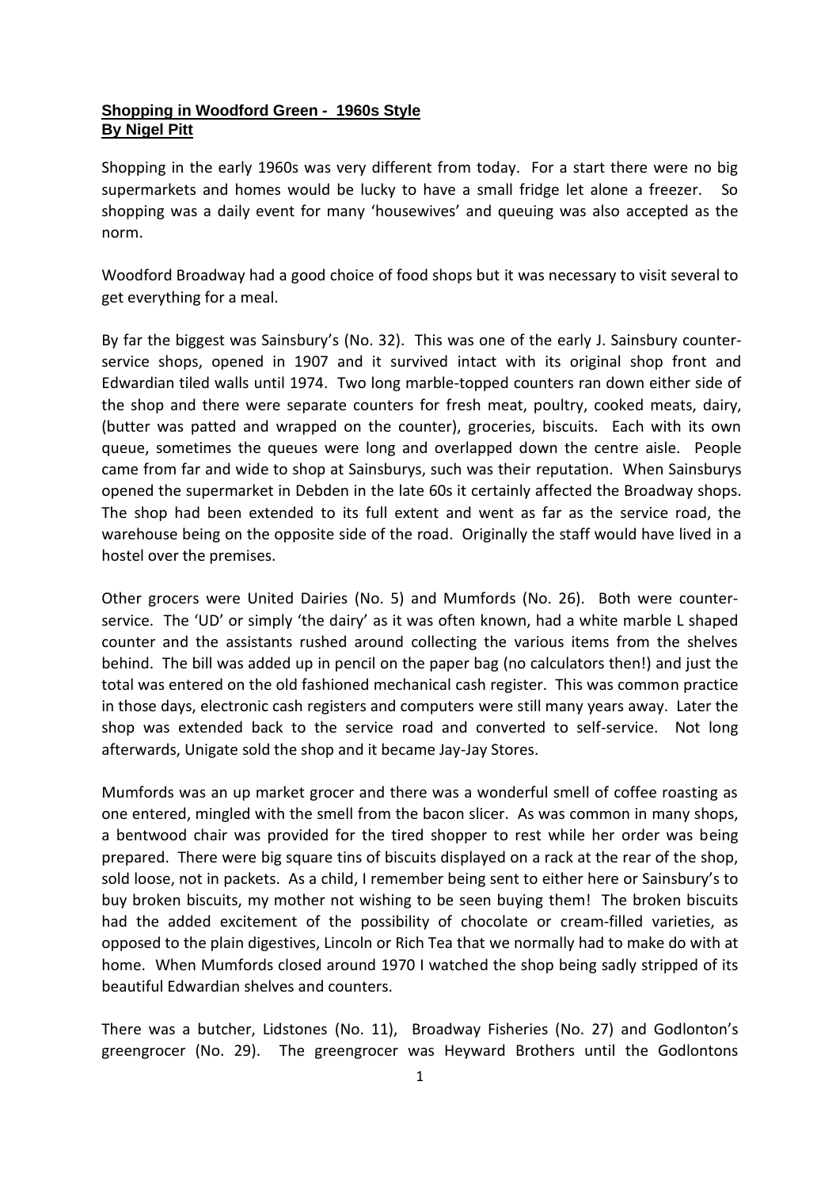**Shopping in Woodford Green - 1960s Style**
**By Nigel Pitt**

Shopping in the early 1960s was very different from today. For a start there were no big supermarkets and homes would be lucky to have a small fridge let alone a freezer. So shopping was a daily event for many 'housewives' and queuing was also accepted as the norm.

Woodford Broadway had a good choice of food shops but it was necessary to visit several to get everything for a meal.

By far the biggest was Sainsbury's (No. 32). This was one of the early J. Sainsbury counter-service shops, opened in 1907 and it survived intact with its original shop front and Edwardian tiled walls until 1974. Two long marble-topped counters ran down either side of the shop and there were separate counters for fresh meat, poultry, cooked meats, dairy, (butter was patted and wrapped on the counter), groceries, biscuits. Each with its own queue, sometimes the queues were long and overlapped down the centre aisle. People came from far and wide to shop at Sainsburys, such was their reputation. When Sainsburys opened the supermarket in Debden in the late 60s it certainly affected the Broadway shops. The shop had been extended to its full extent and went as far as the service road, the warehouse being on the opposite side of the road. Originally the staff would have lived in a hostel over the premises.

Other grocers were United Dairies (No. 5) and Mumfords (No. 26). Both were counter-service. The 'UD' or simply 'the dairy' as it was often known, had a white marble L shaped counter and the assistants rushed around collecting the various items from the shelves behind. The bill was added up in pencil on the paper bag (no calculators then!) and just the total was entered on the old fashioned mechanical cash register. This was common practice in those days, electronic cash registers and computers were still many years away. Later the shop was extended back to the service road and converted to self-service. Not long afterwards, Unigate sold the shop and it became Jay-Jay Stores.

Mumfords was an up market grocer and there was a wonderful smell of coffee roasting as one entered, mingled with the smell from the bacon slicer. As was common in many shops, a bentwood chair was provided for the tired shopper to rest while her order was being prepared. There were big square tins of biscuits displayed on a rack at the rear of the shop, sold loose, not in packets. As a child, I remember being sent to either here or Sainsbury's to buy broken biscuits, my mother not wishing to be seen buying them! The broken biscuits had the added excitement of the possibility of chocolate or cream-filled varieties, as opposed to the plain digestives, Lincoln or Rich Tea that we normally had to make do with at home. When Mumfords closed around 1970 I watched the shop being sadly stripped of its beautiful Edwardian shelves and counters.

There was a butcher, Lidstones (No. 11), Broadway Fisheries (No. 27) and Godlonton's greengrocer (No. 29). The greengrocer was Heyward Brothers until the Godlontons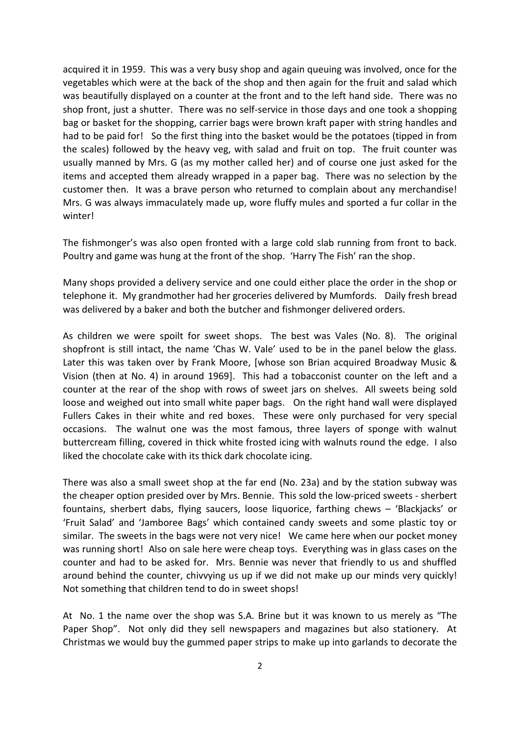acquired it in 1959. This was a very busy shop and again queuing was involved, once for the vegetables which were at the back of the shop and then again for the fruit and salad which was beautifully displayed on a counter at the front and to the left hand side. There was no shop front, just a shutter. There was no self-service in those days and one took a shopping bag or basket for the shopping, carrier bags were brown kraft paper with string handles and had to be paid for! So the first thing into the basket would be the potatoes (tipped in from the scales) followed by the heavy veg, with salad and fruit on top. The fruit counter was usually manned by Mrs. G (as my mother called her) and of course one just asked for the items and accepted them already wrapped in a paper bag. There was no selection by the customer then. It was a brave person who returned to complain about any merchandise! Mrs. G was always immaculately made up, wore fluffy mules and sported a fur collar in the winter!

The fishmonger's was also open fronted with a large cold slab running from front to back. Poultry and game was hung at the front of the shop. 'Harry The Fish' ran the shop.

Many shops provided a delivery service and one could either place the order in the shop or telephone it. My grandmother had her groceries delivered by Mumfords. Daily fresh bread was delivered by a baker and both the butcher and fishmonger delivered orders.

As children we were spoilt for sweet shops. The best was Vales (No. 8). The original shopfront is still intact, the name 'Chas W. Vale' used to be in the panel below the glass. Later this was taken over by Frank Moore, [whose son Brian acquired Broadway Music & Vision (then at No. 4) in around 1969]. This had a tobacconist counter on the left and a counter at the rear of the shop with rows of sweet jars on shelves. All sweets being sold loose and weighed out into small white paper bags. On the right hand wall were displayed Fullers Cakes in their white and red boxes. These were only purchased for very special occasions. The walnut one was the most famous, three layers of sponge with walnut buttercream filling, covered in thick white frosted icing with walnuts round the edge. I also liked the chocolate cake with its thick dark chocolate icing.

There was also a small sweet shop at the far end (No. 23a) and by the station subway was the cheaper option presided over by Mrs. Bennie. This sold the low-priced sweets - sherbert fountains, sherbert dabs, flying saucers, loose liquorice, farthing chews – 'Blackjacks' or 'Fruit Salad' and 'Jamboree Bags' which contained candy sweets and some plastic toy or similar. The sweets in the bags were not very nice! We came here when our pocket money was running short! Also on sale here were cheap toys. Everything was in glass cases on the counter and had to be asked for. Mrs. Bennie was never that friendly to us and shuffled around behind the counter, chivvying us up if we did not make up our minds very quickly! Not something that children tend to do in sweet shops!

At No. 1 the name over the shop was S.A. Brine but it was known to us merely as "The Paper Shop". Not only did they sell newspapers and magazines but also stationery. At Christmas we would buy the gummed paper strips to make up into garlands to decorate the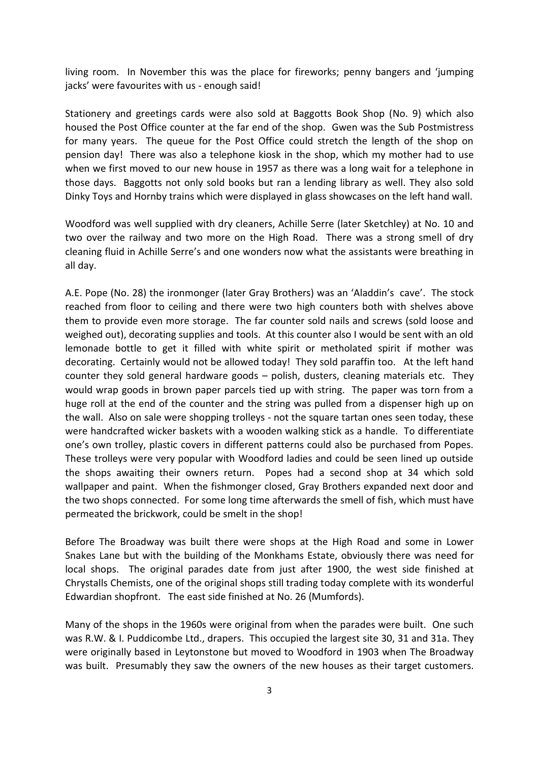living room. In November this was the place for fireworks; penny bangers and 'jumping jacks' were favourites with us - enough said!

Stationery and greetings cards were also sold at Baggotts Book Shop (No. 9) which also housed the Post Office counter at the far end of the shop. Gwen was the Sub Postmistress for many years. The queue for the Post Office could stretch the length of the shop on pension day! There was also a telephone kiosk in the shop, which my mother had to use when we first moved to our new house in 1957 as there was a long wait for a telephone in those days. Baggotts not only sold books but ran a lending library as well. They also sold Dinky Toys and Hornby trains which were displayed in glass showcases on the left hand wall.

Woodford was well supplied with dry cleaners, Achille Serre (later Sketchley) at No. 10 and two over the railway and two more on the High Road. There was a strong smell of dry cleaning fluid in Achille Serre's and one wonders now what the assistants were breathing in all day.

A.E. Pope (No. 28) the ironmonger (later Gray Brothers) was an 'Aladdin's cave'. The stock reached from floor to ceiling and there were two high counters both with shelves above them to provide even more storage. The far counter sold nails and screws (sold loose and weighed out), decorating supplies and tools. At this counter also I would be sent with an old lemonade bottle to get it filled with white spirit or metholated spirit if mother was decorating. Certainly would not be allowed today! They sold paraffin too. At the left hand counter they sold general hardware goods – polish, dusters, cleaning materials etc. They would wrap goods in brown paper parcels tied up with string. The paper was torn from a huge roll at the end of the counter and the string was pulled from a dispenser high up on the wall. Also on sale were shopping trolleys - not the square tartan ones seen today, these were handcrafted wicker baskets with a wooden walking stick as a handle. To differentiate one's own trolley, plastic covers in different patterns could also be purchased from Popes. These trolleys were very popular with Woodford ladies and could be seen lined up outside the shops awaiting their owners return. Popes had a second shop at 34 which sold wallpaper and paint. When the fishmonger closed, Gray Brothers expanded next door and the two shops connected. For some long time afterwards the smell of fish, which must have permeated the brickwork, could be smelt in the shop!

Before The Broadway was built there were shops at the High Road and some in Lower Snakes Lane but with the building of the Monkhams Estate, obviously there was need for local shops. The original parades date from just after 1900, the west side finished at Chrystalls Chemists, one of the original shops still trading today complete with its wonderful Edwardian shopfront. The east side finished at No. 26 (Mumfords).

Many of the shops in the 1960s were original from when the parades were built. One such was R.W. & I. Puddicombe Ltd., drapers. This occupied the largest site 30, 31 and 31a. They were originally based in Leytonstone but moved to Woodford in 1903 when The Broadway was built. Presumably they saw the owners of the new houses as their target customers.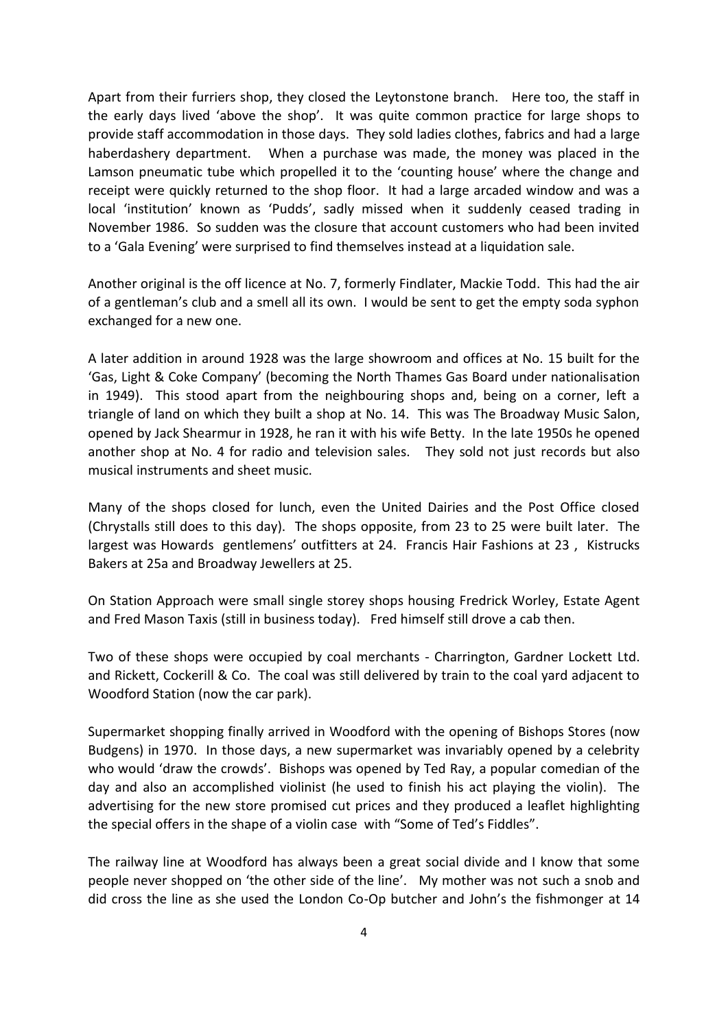Apart from their furriers shop, they closed the Leytonstone branch. Here too, the staff in the early days lived 'above the shop'. It was quite common practice for large shops to provide staff accommodation in those days. They sold ladies clothes, fabrics and had a large haberdashery department. When a purchase was made, the money was placed in the Lamson pneumatic tube which propelled it to the 'counting house' where the change and receipt were quickly returned to the shop floor. It had a large arcaded window and was a local 'institution' known as 'Pudds', sadly missed when it suddenly ceased trading in November 1986. So sudden was the closure that account customers who had been invited to a 'Gala Evening' were surprised to find themselves instead at a liquidation sale.

Another original is the off licence at No. 7, formerly Findlater, Mackie Todd. This had the air of a gentleman's club and a smell all its own. I would be sent to get the empty soda syphon exchanged for a new one.

A later addition in around 1928 was the large showroom and offices at No. 15 built for the 'Gas, Light & Coke Company' (becoming the North Thames Gas Board under nationalisation in 1949). This stood apart from the neighbouring shops and, being on a corner, left a triangle of land on which they built a shop at No. 14. This was The Broadway Music Salon, opened by Jack Shearmur in 1928, he ran it with his wife Betty. In the late 1950s he opened another shop at No. 4 for radio and television sales. They sold not just records but also musical instruments and sheet music.

Many of the shops closed for lunch, even the United Dairies and the Post Office closed (Chrystalls still does to this day). The shops opposite, from 23 to 25 were built later. The largest was Howards gentlemens' outfitters at 24. Francis Hair Fashions at 23 , Kistrucks Bakers at 25a and Broadway Jewellers at 25.

On Station Approach were small single storey shops housing Fredrick Worley, Estate Agent and Fred Mason Taxis (still in business today). Fred himself still drove a cab then.

Two of these shops were occupied by coal merchants - Charrington, Gardner Lockett Ltd. and Rickett, Cockerill & Co. The coal was still delivered by train to the coal yard adjacent to Woodford Station (now the car park).

Supermarket shopping finally arrived in Woodford with the opening of Bishops Stores (now Budgens) in 1970. In those days, a new supermarket was invariably opened by a celebrity who would 'draw the crowds'. Bishops was opened by Ted Ray, a popular comedian of the day and also an accomplished violinist (he used to finish his act playing the violin). The advertising for the new store promised cut prices and they produced a leaflet highlighting the special offers in the shape of a violin case with "Some of Ted's Fiddles".

The railway line at Woodford has always been a great social divide and I know that some people never shopped on 'the other side of the line'. My mother was not such a snob and did cross the line as she used the London Co-Op butcher and John's the fishmonger at 14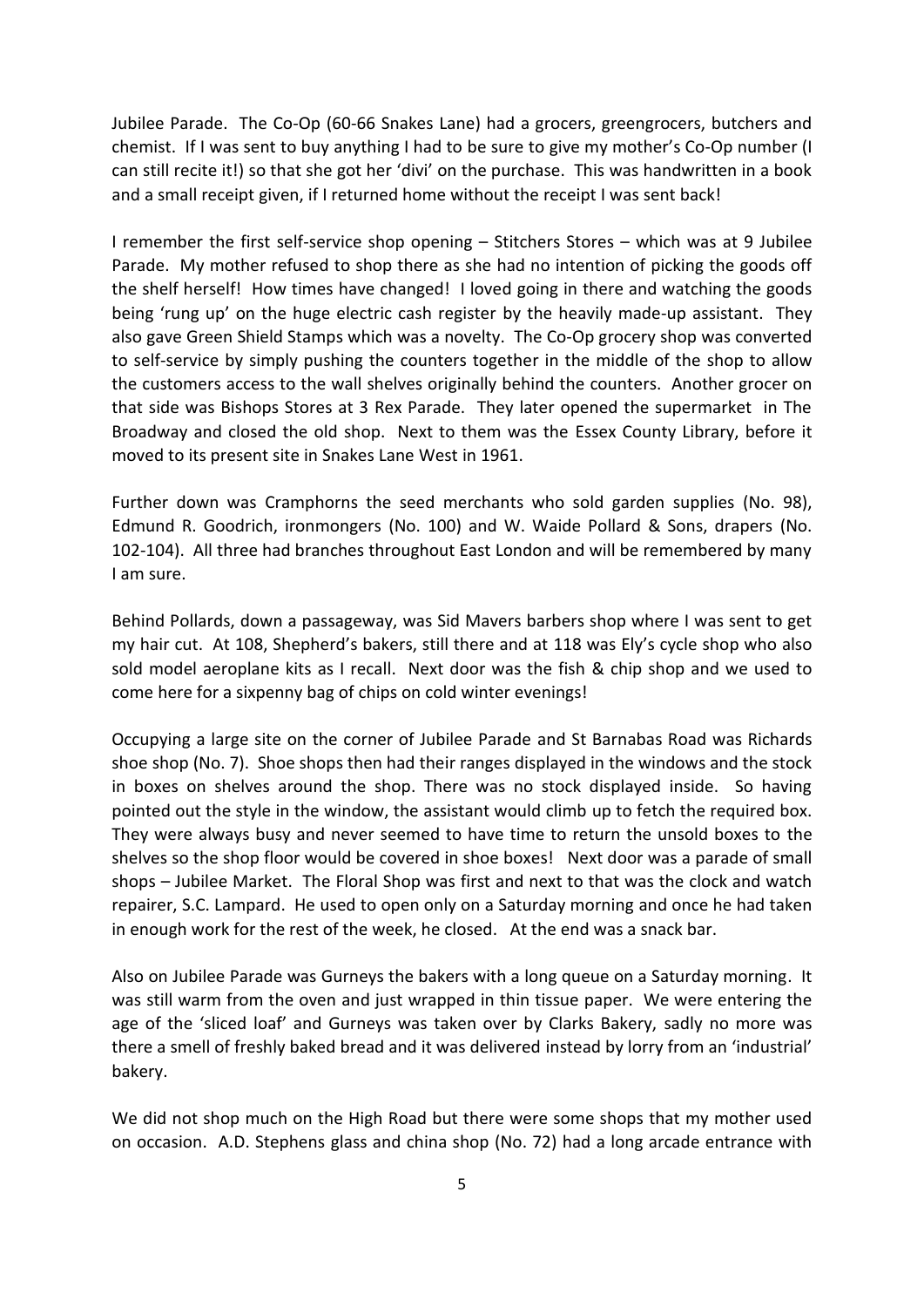Jubilee Parade. The Co-Op (60-66 Snakes Lane) had a grocers, greengrocers, butchers and chemist. If I was sent to buy anything I had to be sure to give my mother's Co-Op number (I can still recite it!) so that she got her 'divi' on the purchase. This was handwritten in a book and a small receipt given, if I returned home without the receipt I was sent back!

I remember the first self-service shop opening – Stitchers Stores – which was at 9 Jubilee Parade. My mother refused to shop there as she had no intention of picking the goods off the shelf herself! How times have changed! I loved going in there and watching the goods being 'rung up' on the huge electric cash register by the heavily made-up assistant. They also gave Green Shield Stamps which was a novelty. The Co-Op grocery shop was converted to self-service by simply pushing the counters together in the middle of the shop to allow the customers access to the wall shelves originally behind the counters. Another grocer on that side was Bishops Stores at 3 Rex Parade. They later opened the supermarket in The Broadway and closed the old shop. Next to them was the Essex County Library, before it moved to its present site in Snakes Lane West in 1961.

Further down was Cramphorns the seed merchants who sold garden supplies (No. 98), Edmund R. Goodrich, ironmongers (No. 100) and W. Waide Pollard & Sons, drapers (No. 102-104). All three had branches throughout East London and will be remembered by many I am sure.

Behind Pollards, down a passageway, was Sid Mavers barbers shop where I was sent to get my hair cut. At 108, Shepherd's bakers, still there and at 118 was Ely's cycle shop who also sold model aeroplane kits as I recall. Next door was the fish & chip shop and we used to come here for a sixpenny bag of chips on cold winter evenings!

Occupying a large site on the corner of Jubilee Parade and St Barnabas Road was Richards shoe shop (No. 7). Shoe shops then had their ranges displayed in the windows and the stock in boxes on shelves around the shop. There was no stock displayed inside. So having pointed out the style in the window, the assistant would climb up to fetch the required box. They were always busy and never seemed to have time to return the unsold boxes to the shelves so the shop floor would be covered in shoe boxes! Next door was a parade of small shops – Jubilee Market. The Floral Shop was first and next to that was the clock and watch repairer, S.C. Lampard. He used to open only on a Saturday morning and once he had taken in enough work for the rest of the week, he closed. At the end was a snack bar.

Also on Jubilee Parade was Gurneys the bakers with a long queue on a Saturday morning. It was still warm from the oven and just wrapped in thin tissue paper. We were entering the age of the 'sliced loaf' and Gurneys was taken over by Clarks Bakery, sadly no more was there a smell of freshly baked bread and it was delivered instead by lorry from an 'industrial' bakery.

We did not shop much on the High Road but there were some shops that my mother used on occasion. A.D. Stephens glass and china shop (No. 72) had a long arcade entrance with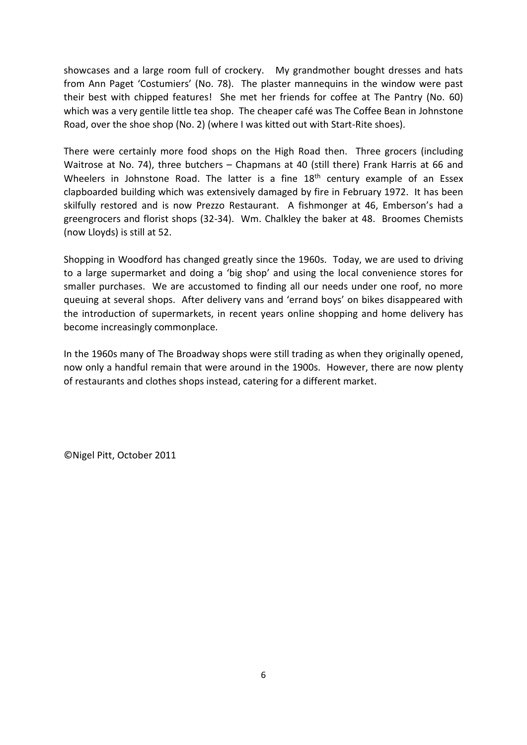showcases and a large room full of crockery. My grandmother bought dresses and hats from Ann Paget 'Costumiers' (No. 78). The plaster mannequins in the window were past their best with chipped features! She met her friends for coffee at The Pantry (No. 60) which was a very gentile little tea shop. The cheaper café was The Coffee Bean in Johnstone Road, over the shoe shop (No. 2) (where I was kitted out with Start-Rite shoes).

There were certainly more food shops on the High Road then. Three grocers (including Waitrose at No. 74), three butchers – Chapmans at 40 (still there) Frank Harris at 66 and Wheelers in Johnstone Road. The latter is a fine 18th century example of an Essex clapboarded building which was extensively damaged by fire in February 1972. It has been skilfully restored and is now Prezzo Restaurant. A fishmonger at 46, Emberson's had a greengrocers and florist shops (32-34). Wm. Chalkley the baker at 48. Broomes Chemists (now Lloyds) is still at 52.

Shopping in Woodford has changed greatly since the 1960s. Today, we are used to driving to a large supermarket and doing a 'big shop' and using the local convenience stores for smaller purchases. We are accustomed to finding all our needs under one roof, no more queuing at several shops. After delivery vans and 'errand boys' on bikes disappeared with the introduction of supermarkets, in recent years online shopping and home delivery has become increasingly commonplace.

In the 1960s many of The Broadway shops were still trading as when they originally opened, now only a handful remain that were around in the 1900s. However, there are now plenty of restaurants and clothes shops instead, catering for a different market.

©Nigel Pitt, October 2011